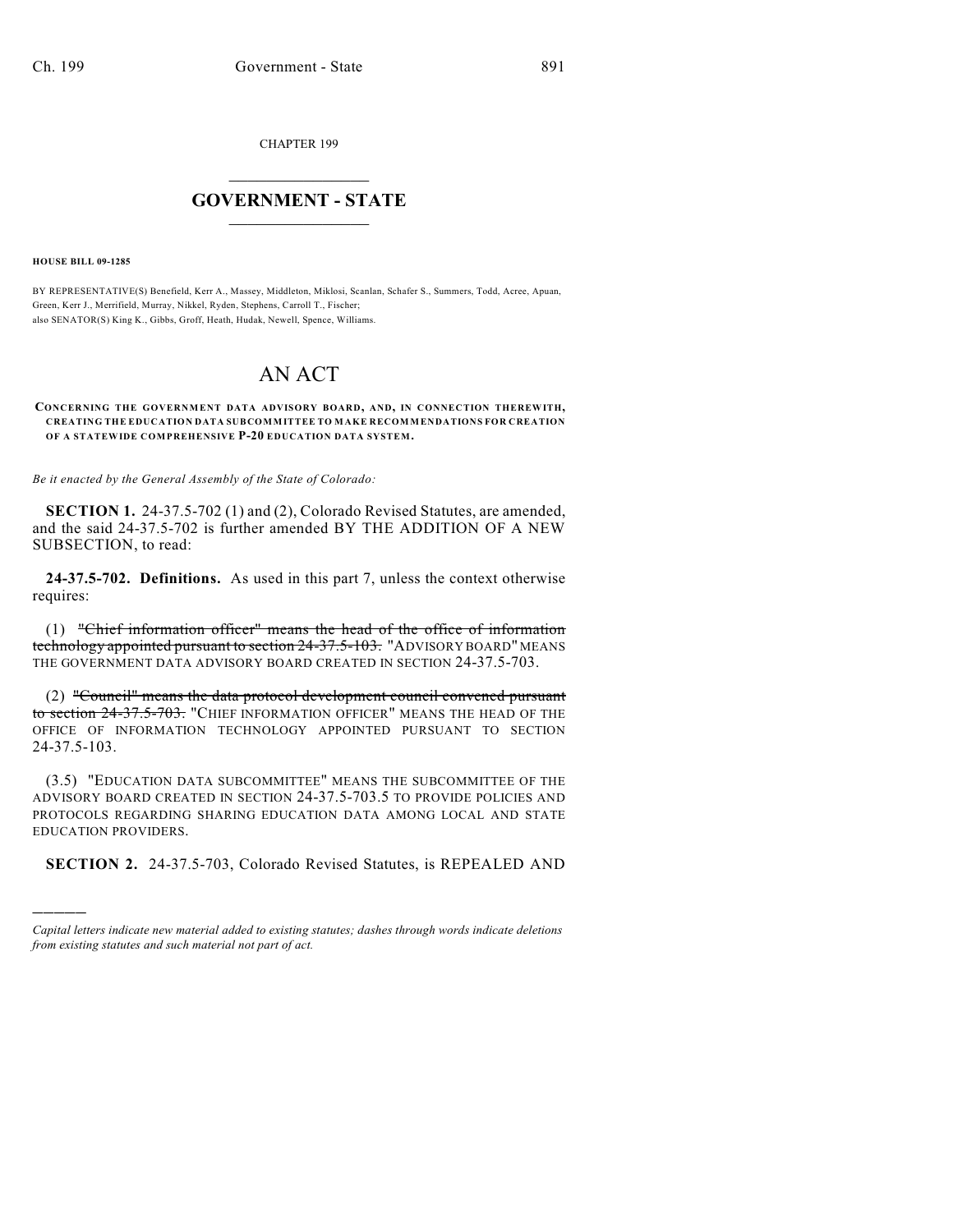CHAPTER 199

# GOVERNMENT - STATE

**HOUSE BILL 09-1285**

BY REPRESENTATIVE(S) Benefield, Kerr A., Massey, Middleton, Miklosi, Scanlan, Schafer S., Summers, Todd, Acree, Apuan, Green, Kerr J., Merrifield, Murray, Nikkel, Ryden, Stephens, Carroll T., Fischer;
also SENATOR(S) King K., Gibbs, Groff, Heath, Hudak, Newell, Spence, Williams.

# AN ACT

**CONCERNING THE GOVERNMENT DATA ADVISORY BOARD, AND, IN CONNECTION THEREWITH, CREATING THE EDUCATION DATA SUBCOMMITTEE TO MAKE RECOMMENDATIONS FOR CREATION OF A STATEWIDE COMPREHENSIVE P-20 EDUCATION DATA SYSTEM.**

*Be it enacted by the General Assembly of the State of Colorado:*

**SECTION 1.** 24-37.5-702 (1) and (2), Colorado Revised Statutes, are amended, and the said 24-37.5-702 is further amended BY THE ADDITION OF A NEW SUBSECTION, to read:

**24-37.5-702. Definitions.** As used in this part 7, unless the context otherwise requires:

(1) ~~"Chief information officer" means the head of the office of information technology appointed pursuant to section 24-37.5-103.~~ "ADVISORY BOARD" MEANS THE GOVERNMENT DATA ADVISORY BOARD CREATED IN SECTION 24-37.5-703.

(2) ~~"Council" means the data protocol development council convened pursuant to section 24-37.5-703.~~ "CHIEF INFORMATION OFFICER" MEANS THE HEAD OF THE OFFICE OF INFORMATION TECHNOLOGY APPOINTED PURSUANT TO SECTION 24-37.5-103.

(3.5) "EDUCATION DATA SUBCOMMITTEE" MEANS THE SUBCOMMITTEE OF THE ADVISORY BOARD CREATED IN SECTION 24-37.5-703.5 TO PROVIDE POLICIES AND PROTOCOLS REGARDING SHARING EDUCATION DATA AMONG LOCAL AND STATE EDUCATION PROVIDERS.

**SECTION 2.** 24-37.5-703, Colorado Revised Statutes, is REPEALED AND

*Capital letters indicate new material added to existing statutes; dashes through words indicate deletions from existing statutes and such material not part of act.*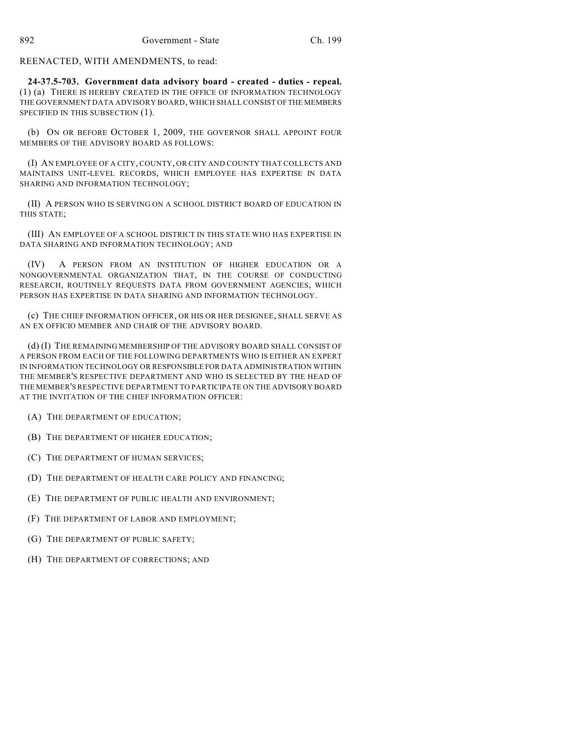REENACTED, WITH AMENDMENTS, to read:

**24-37.5-703. Government data advisory board - created - duties - repeal.** (1) (a) THERE IS HEREBY CREATED IN THE OFFICE OF INFORMATION TECHNOLOGY THE GOVERNMENT DATA ADVISORY BOARD, WHICH SHALL CONSIST OF THE MEMBERS SPECIFIED IN THIS SUBSECTION (1).

(b) ON OR BEFORE OCTOBER 1, 2009, THE GOVERNOR SHALL APPOINT FOUR MEMBERS OF THE ADVISORY BOARD AS FOLLOWS:

(I) AN EMPLOYEE OF A CITY, COUNTY, OR CITY AND COUNTY THAT COLLECTS AND MAINTAINS UNIT-LEVEL RECORDS, WHICH EMPLOYEE HAS EXPERTISE IN DATA SHARING AND INFORMATION TECHNOLOGY;

(II) A PERSON WHO IS SERVING ON A SCHOOL DISTRICT BOARD OF EDUCATION IN THIS STATE;

(III) AN EMPLOYEE OF A SCHOOL DISTRICT IN THIS STATE WHO HAS EXPERTISE IN DATA SHARING AND INFORMATION TECHNOLOGY; AND

(IV) A PERSON FROM AN INSTITUTION OF HIGHER EDUCATION OR A NONGOVERNMENTAL ORGANIZATION THAT, IN THE COURSE OF CONDUCTING RESEARCH, ROUTINELY REQUESTS DATA FROM GOVERNMENT AGENCIES, WHICH PERSON HAS EXPERTISE IN DATA SHARING AND INFORMATION TECHNOLOGY.

(c) THE CHIEF INFORMATION OFFICER, OR HIS OR HER DESIGNEE, SHALL SERVE AS AN EX OFFICIO MEMBER AND CHAIR OF THE ADVISORY BOARD.

(d) (I) THE REMAINING MEMBERSHIP OF THE ADVISORY BOARD SHALL CONSIST OF A PERSON FROM EACH OF THE FOLLOWING DEPARTMENTS WHO IS EITHER AN EXPERT IN INFORMATION TECHNOLOGY OR RESPONSIBLE FOR DATA ADMINISTRATION WITHIN THE MEMBER'S RESPECTIVE DEPARTMENT AND WHO IS SELECTED BY THE HEAD OF THE MEMBER'S RESPECTIVE DEPARTMENT TO PARTICIPATE ON THE ADVISORY BOARD AT THE INVITATION OF THE CHIEF INFORMATION OFFICER:

(A) THE DEPARTMENT OF EDUCATION;

(B) THE DEPARTMENT OF HIGHER EDUCATION;

(C) THE DEPARTMENT OF HUMAN SERVICES;

(D) THE DEPARTMENT OF HEALTH CARE POLICY AND FINANCING;

(E) THE DEPARTMENT OF PUBLIC HEALTH AND ENVIRONMENT;

(F) THE DEPARTMENT OF LABOR AND EMPLOYMENT;

(G) THE DEPARTMENT OF PUBLIC SAFETY;

(H) THE DEPARTMENT OF CORRECTIONS; AND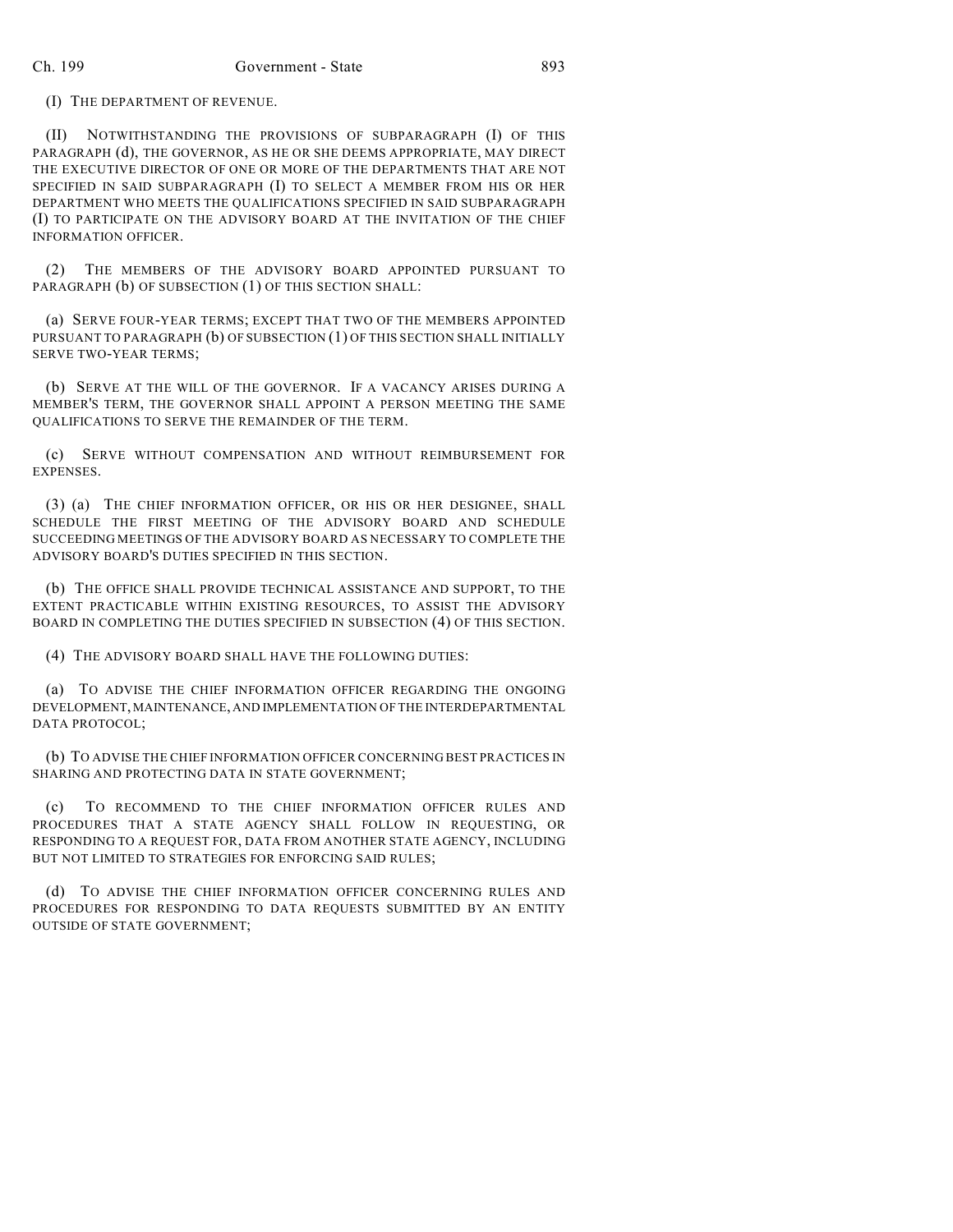(I) THE DEPARTMENT OF REVENUE.

(II) NOTWITHSTANDING THE PROVISIONS OF SUBPARAGRAPH (I) OF THIS PARAGRAPH (d), THE GOVERNOR, AS HE OR SHE DEEMS APPROPRIATE, MAY DIRECT THE EXECUTIVE DIRECTOR OF ONE OR MORE OF THE DEPARTMENTS THAT ARE NOT SPECIFIED IN SAID SUBPARAGRAPH (I) TO SELECT A MEMBER FROM HIS OR HER DEPARTMENT WHO MEETS THE QUALIFICATIONS SPECIFIED IN SAID SUBPARAGRAPH (I) TO PARTICIPATE ON THE ADVISORY BOARD AT THE INVITATION OF THE CHIEF INFORMATION OFFICER.

(2) THE MEMBERS OF THE ADVISORY BOARD APPOINTED PURSUANT TO PARAGRAPH (b) OF SUBSECTION (1) OF THIS SECTION SHALL:

(a) SERVE FOUR-YEAR TERMS; EXCEPT THAT TWO OF THE MEMBERS APPOINTED PURSUANT TO PARAGRAPH (b) OF SUBSECTION (1) OF THIS SECTION SHALL INITIALLY SERVE TWO-YEAR TERMS;

(b) SERVE AT THE WILL OF THE GOVERNOR. IF A VACANCY ARISES DURING A MEMBER'S TERM, THE GOVERNOR SHALL APPOINT A PERSON MEETING THE SAME QUALIFICATIONS TO SERVE THE REMAINDER OF THE TERM.

(c) SERVE WITHOUT COMPENSATION AND WITHOUT REIMBURSEMENT FOR EXPENSES.

(3) (a) THE CHIEF INFORMATION OFFICER, OR HIS OR HER DESIGNEE, SHALL SCHEDULE THE FIRST MEETING OF THE ADVISORY BOARD AND SCHEDULE SUCCEEDING MEETINGS OF THE ADVISORY BOARD AS NECESSARY TO COMPLETE THE ADVISORY BOARD'S DUTIES SPECIFIED IN THIS SECTION.

(b) THE OFFICE SHALL PROVIDE TECHNICAL ASSISTANCE AND SUPPORT, TO THE EXTENT PRACTICABLE WITHIN EXISTING RESOURCES, TO ASSIST THE ADVISORY BOARD IN COMPLETING THE DUTIES SPECIFIED IN SUBSECTION (4) OF THIS SECTION.

(4) THE ADVISORY BOARD SHALL HAVE THE FOLLOWING DUTIES:

(a) TO ADVISE THE CHIEF INFORMATION OFFICER REGARDING THE ONGOING DEVELOPMENT, MAINTENANCE, AND IMPLEMENTATION OF THE INTERDEPARTMENTAL DATA PROTOCOL;

(b) TO ADVISE THE CHIEF INFORMATION OFFICER CONCERNING BEST PRACTICES IN SHARING AND PROTECTING DATA IN STATE GOVERNMENT;

(c) TO RECOMMEND TO THE CHIEF INFORMATION OFFICER RULES AND PROCEDURES THAT A STATE AGENCY SHALL FOLLOW IN REQUESTING, OR RESPONDING TO A REQUEST FOR, DATA FROM ANOTHER STATE AGENCY, INCLUDING BUT NOT LIMITED TO STRATEGIES FOR ENFORCING SAID RULES;

(d) TO ADVISE THE CHIEF INFORMATION OFFICER CONCERNING RULES AND PROCEDURES FOR RESPONDING TO DATA REQUESTS SUBMITTED BY AN ENTITY OUTSIDE OF STATE GOVERNMENT;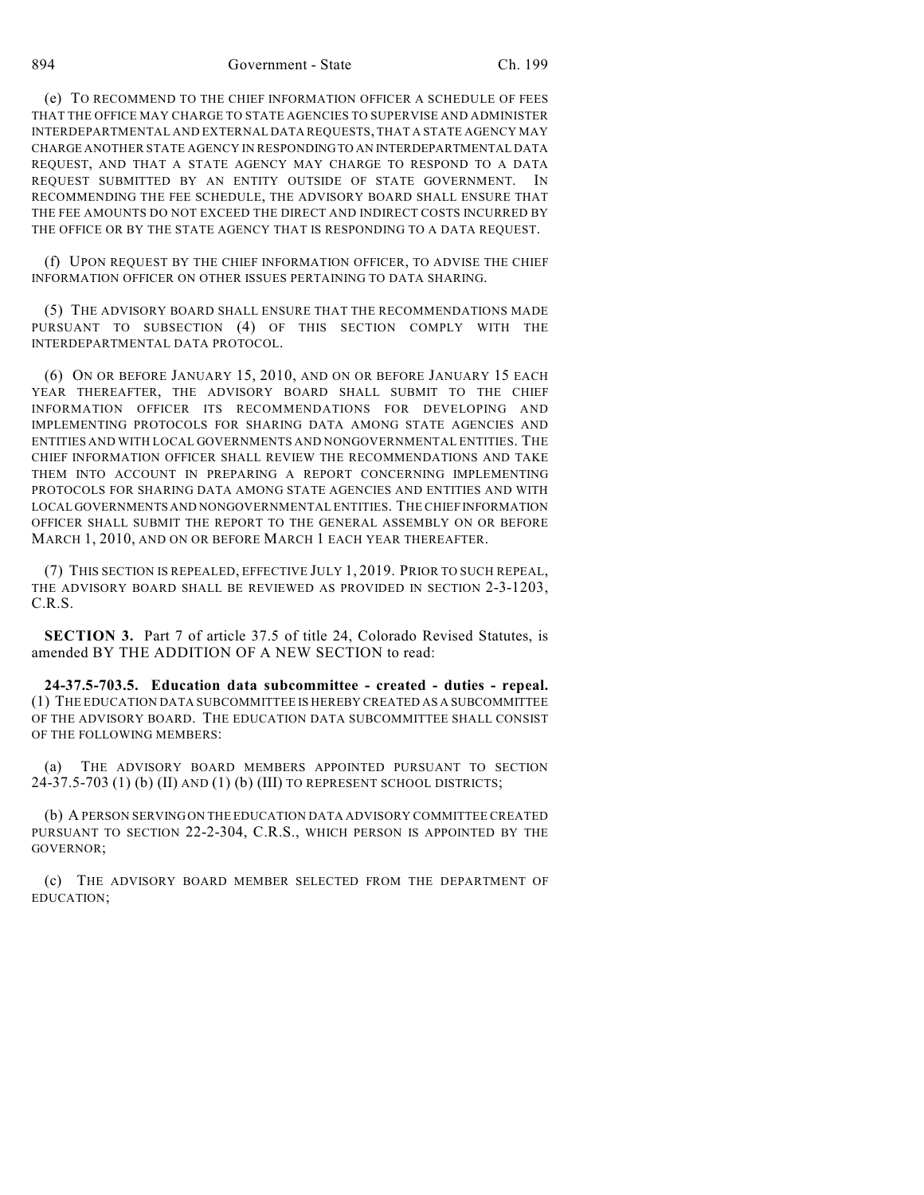(e) TO RECOMMEND TO THE CHIEF INFORMATION OFFICER A SCHEDULE OF FEES THAT THE OFFICE MAY CHARGE TO STATE AGENCIES TO SUPERVISE AND ADMINISTER INTERDEPARTMENTAL AND EXTERNAL DATA REQUESTS, THAT A STATE AGENCY MAY CHARGE ANOTHER STATE AGENCY IN RESPONDING TO AN INTERDEPARTMENTAL DATA REQUEST, AND THAT A STATE AGENCY MAY CHARGE TO RESPOND TO A DATA REQUEST SUBMITTED BY AN ENTITY OUTSIDE OF STATE GOVERNMENT. IN RECOMMENDING THE FEE SCHEDULE, THE ADVISORY BOARD SHALL ENSURE THAT THE FEE AMOUNTS DO NOT EXCEED THE DIRECT AND INDIRECT COSTS INCURRED BY THE OFFICE OR BY THE STATE AGENCY THAT IS RESPONDING TO A DATA REQUEST.

(f) UPON REQUEST BY THE CHIEF INFORMATION OFFICER, TO ADVISE THE CHIEF INFORMATION OFFICER ON OTHER ISSUES PERTAINING TO DATA SHARING.

(5) THE ADVISORY BOARD SHALL ENSURE THAT THE RECOMMENDATIONS MADE PURSUANT TO SUBSECTION (4) OF THIS SECTION COMPLY WITH THE INTERDEPARTMENTAL DATA PROTOCOL.

(6) ON OR BEFORE JANUARY 15, 2010, AND ON OR BEFORE JANUARY 15 EACH YEAR THEREAFTER, THE ADVISORY BOARD SHALL SUBMIT TO THE CHIEF INFORMATION OFFICER ITS RECOMMENDATIONS FOR DEVELOPING AND IMPLEMENTING PROTOCOLS FOR SHARING DATA AMONG STATE AGENCIES AND ENTITIES AND WITH LOCAL GOVERNMENTS AND NONGOVERNMENTAL ENTITIES. THE CHIEF INFORMATION OFFICER SHALL REVIEW THE RECOMMENDATIONS AND TAKE THEM INTO ACCOUNT IN PREPARING A REPORT CONCERNING IMPLEMENTING PROTOCOLS FOR SHARING DATA AMONG STATE AGENCIES AND ENTITIES AND WITH LOCAL GOVERNMENTS AND NONGOVERNMENTAL ENTITIES. THE CHIEF INFORMATION OFFICER SHALL SUBMIT THE REPORT TO THE GENERAL ASSEMBLY ON OR BEFORE MARCH 1, 2010, AND ON OR BEFORE MARCH 1 EACH YEAR THEREAFTER.

(7) THIS SECTION IS REPEALED, EFFECTIVE JULY 1, 2019. PRIOR TO SUCH REPEAL, THE ADVISORY BOARD SHALL BE REVIEWED AS PROVIDED IN SECTION 2-3-1203, C.R.S.

**SECTION 3.** Part 7 of article 37.5 of title 24, Colorado Revised Statutes, is amended BY THE ADDITION OF A NEW SECTION to read:

**24-37.5-703.5. Education data subcommittee - created - duties - repeal.** (1) THE EDUCATION DATA SUBCOMMITTEE IS HEREBY CREATED AS A SUBCOMMITTEE OF THE ADVISORY BOARD. THE EDUCATION DATA SUBCOMMITTEE SHALL CONSIST OF THE FOLLOWING MEMBERS:

(a) THE ADVISORY BOARD MEMBERS APPOINTED PURSUANT TO SECTION 24-37.5-703 (1) (b) (II) AND (1) (b) (III) TO REPRESENT SCHOOL DISTRICTS;

(b) A PERSON SERVING ON THE EDUCATION DATA ADVISORY COMMITTEE CREATED PURSUANT TO SECTION 22-2-304, C.R.S., WHICH PERSON IS APPOINTED BY THE GOVERNOR;

(c) THE ADVISORY BOARD MEMBER SELECTED FROM THE DEPARTMENT OF EDUCATION;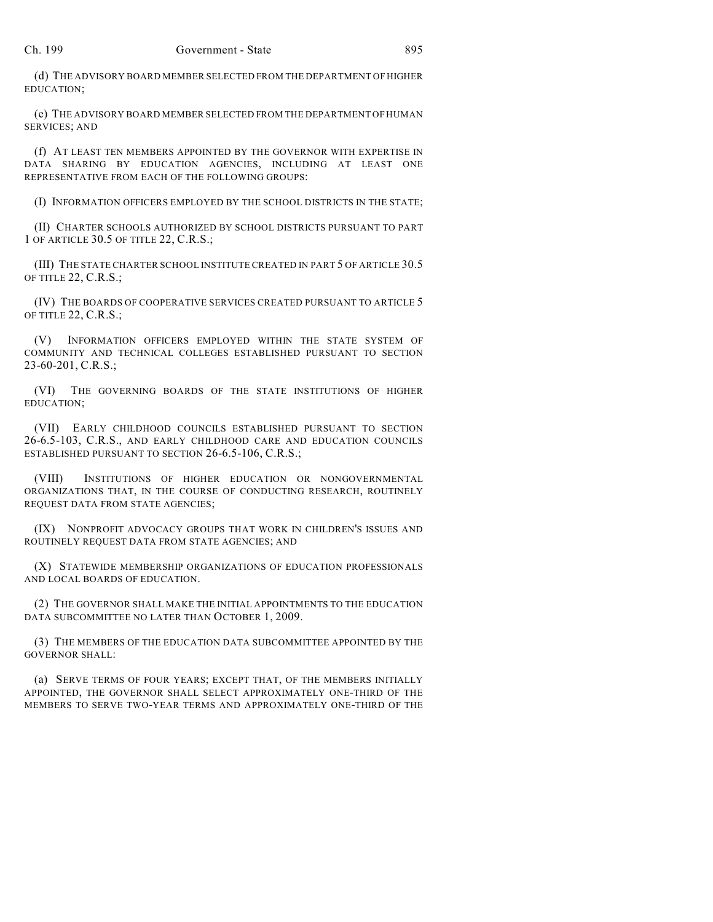(d) THE ADVISORY BOARD MEMBER SELECTED FROM THE DEPARTMENT OF HIGHER EDUCATION;

(e) THE ADVISORY BOARD MEMBER SELECTED FROM THE DEPARTMENT OF HUMAN SERVICES; AND

(f) AT LEAST TEN MEMBERS APPOINTED BY THE GOVERNOR WITH EXPERTISE IN DATA SHARING BY EDUCATION AGENCIES, INCLUDING AT LEAST ONE REPRESENTATIVE FROM EACH OF THE FOLLOWING GROUPS:

(I) INFORMATION OFFICERS EMPLOYED BY THE SCHOOL DISTRICTS IN THE STATE;

(II) CHARTER SCHOOLS AUTHORIZED BY SCHOOL DISTRICTS PURSUANT TO PART 1 OF ARTICLE 30.5 OF TITLE 22, C.R.S.;

(III) THE STATE CHARTER SCHOOL INSTITUTE CREATED IN PART 5 OF ARTICLE 30.5 OF TITLE 22, C.R.S.;

(IV) THE BOARDS OF COOPERATIVE SERVICES CREATED PURSUANT TO ARTICLE 5 OF TITLE 22, C.R.S.;

(V) INFORMATION OFFICERS EMPLOYED WITHIN THE STATE SYSTEM OF COMMUNITY AND TECHNICAL COLLEGES ESTABLISHED PURSUANT TO SECTION 23-60-201, C.R.S.;

(VI) THE GOVERNING BOARDS OF THE STATE INSTITUTIONS OF HIGHER EDUCATION;

(VII) EARLY CHILDHOOD COUNCILS ESTABLISHED PURSUANT TO SECTION 26-6.5-103, C.R.S., AND EARLY CHILDHOOD CARE AND EDUCATION COUNCILS ESTABLISHED PURSUANT TO SECTION 26-6.5-106, C.R.S.;

(VIII) INSTITUTIONS OF HIGHER EDUCATION OR NONGOVERNMENTAL ORGANIZATIONS THAT, IN THE COURSE OF CONDUCTING RESEARCH, ROUTINELY REQUEST DATA FROM STATE AGENCIES;

(IX) NONPROFIT ADVOCACY GROUPS THAT WORK IN CHILDREN'S ISSUES AND ROUTINELY REQUEST DATA FROM STATE AGENCIES; AND

(X) STATEWIDE MEMBERSHIP ORGANIZATIONS OF EDUCATION PROFESSIONALS AND LOCAL BOARDS OF EDUCATION.

(2) THE GOVERNOR SHALL MAKE THE INITIAL APPOINTMENTS TO THE EDUCATION DATA SUBCOMMITTEE NO LATER THAN OCTOBER 1, 2009.

(3) THE MEMBERS OF THE EDUCATION DATA SUBCOMMITTEE APPOINTED BY THE GOVERNOR SHALL:

(a) SERVE TERMS OF FOUR YEARS; EXCEPT THAT, OF THE MEMBERS INITIALLY APPOINTED, THE GOVERNOR SHALL SELECT APPROXIMATELY ONE-THIRD OF THE MEMBERS TO SERVE TWO-YEAR TERMS AND APPROXIMATELY ONE-THIRD OF THE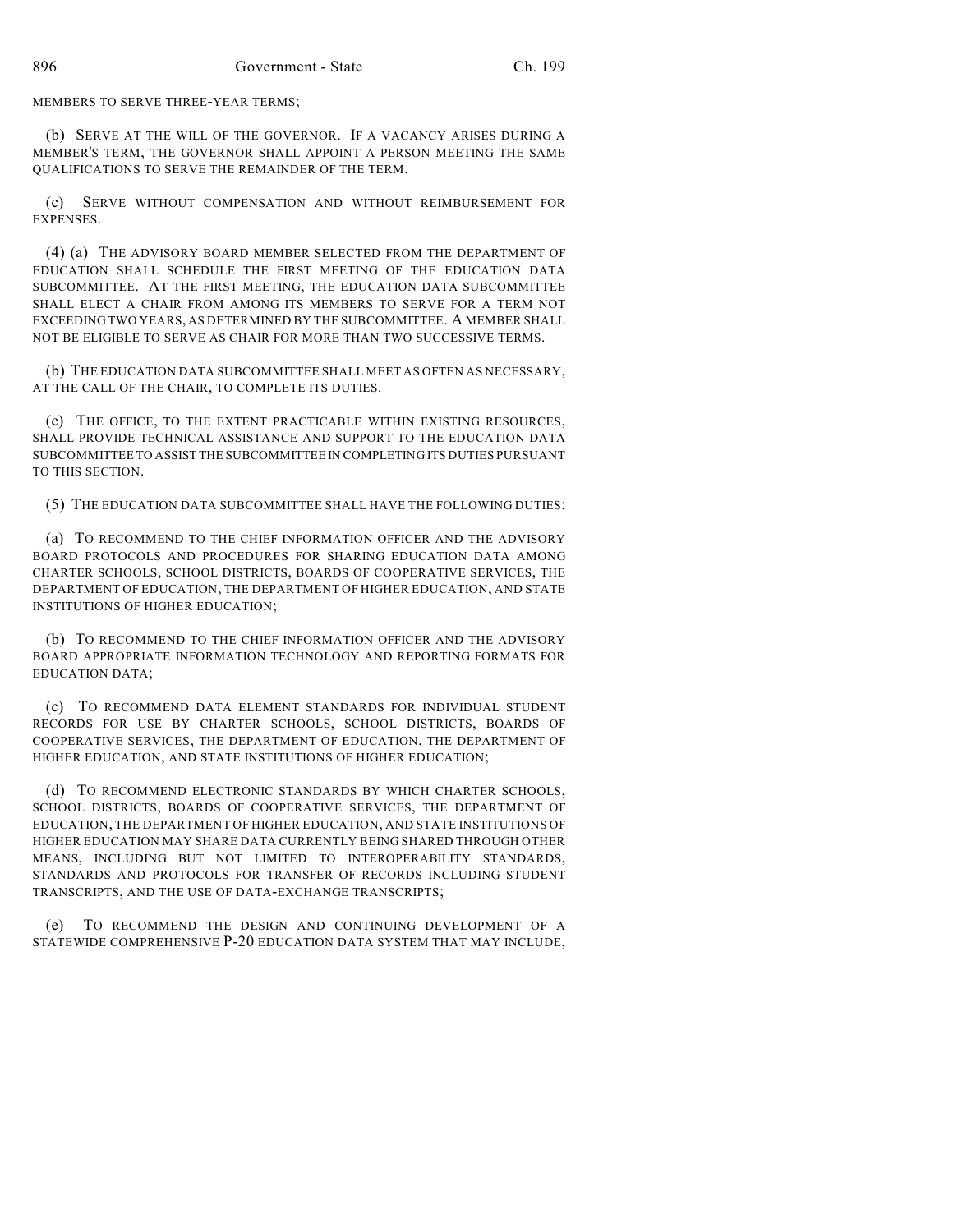MEMBERS TO SERVE THREE-YEAR TERMS;

(b) SERVE AT THE WILL OF THE GOVERNOR. IF A VACANCY ARISES DURING A MEMBER'S TERM, THE GOVERNOR SHALL APPOINT A PERSON MEETING THE SAME QUALIFICATIONS TO SERVE THE REMAINDER OF THE TERM.

(c) SERVE WITHOUT COMPENSATION AND WITHOUT REIMBURSEMENT FOR EXPENSES.

(4) (a) THE ADVISORY BOARD MEMBER SELECTED FROM THE DEPARTMENT OF EDUCATION SHALL SCHEDULE THE FIRST MEETING OF THE EDUCATION DATA SUBCOMMITTEE. AT THE FIRST MEETING, THE EDUCATION DATA SUBCOMMITTEE SHALL ELECT A CHAIR FROM AMONG ITS MEMBERS TO SERVE FOR A TERM NOT EXCEEDING TWO YEARS, AS DETERMINED BY THE SUBCOMMITTEE. A MEMBER SHALL NOT BE ELIGIBLE TO SERVE AS CHAIR FOR MORE THAN TWO SUCCESSIVE TERMS.

(b) THE EDUCATION DATA SUBCOMMITTEE SHALL MEET AS OFTEN AS NECESSARY, AT THE CALL OF THE CHAIR, TO COMPLETE ITS DUTIES.

(c) THE OFFICE, TO THE EXTENT PRACTICABLE WITHIN EXISTING RESOURCES, SHALL PROVIDE TECHNICAL ASSISTANCE AND SUPPORT TO THE EDUCATION DATA SUBCOMMITTEE TO ASSIST THE SUBCOMMITTEE IN COMPLETING ITS DUTIES PURSUANT TO THIS SECTION.

(5) THE EDUCATION DATA SUBCOMMITTEE SHALL HAVE THE FOLLOWING DUTIES:

(a) TO RECOMMEND TO THE CHIEF INFORMATION OFFICER AND THE ADVISORY BOARD PROTOCOLS AND PROCEDURES FOR SHARING EDUCATION DATA AMONG CHARTER SCHOOLS, SCHOOL DISTRICTS, BOARDS OF COOPERATIVE SERVICES, THE DEPARTMENT OF EDUCATION, THE DEPARTMENT OF HIGHER EDUCATION, AND STATE INSTITUTIONS OF HIGHER EDUCATION;

(b) TO RECOMMEND TO THE CHIEF INFORMATION OFFICER AND THE ADVISORY BOARD APPROPRIATE INFORMATION TECHNOLOGY AND REPORTING FORMATS FOR EDUCATION DATA;

(c) TO RECOMMEND DATA ELEMENT STANDARDS FOR INDIVIDUAL STUDENT RECORDS FOR USE BY CHARTER SCHOOLS, SCHOOL DISTRICTS, BOARDS OF COOPERATIVE SERVICES, THE DEPARTMENT OF EDUCATION, THE DEPARTMENT OF HIGHER EDUCATION, AND STATE INSTITUTIONS OF HIGHER EDUCATION;

(d) TO RECOMMEND ELECTRONIC STANDARDS BY WHICH CHARTER SCHOOLS, SCHOOL DISTRICTS, BOARDS OF COOPERATIVE SERVICES, THE DEPARTMENT OF EDUCATION, THE DEPARTMENT OF HIGHER EDUCATION, AND STATE INSTITUTIONS OF HIGHER EDUCATION MAY SHARE DATA CURRENTLY BEING SHARED THROUGH OTHER MEANS, INCLUDING BUT NOT LIMITED TO INTEROPERABILITY STANDARDS, STANDARDS AND PROTOCOLS FOR TRANSFER OF RECORDS INCLUDING STUDENT TRANSCRIPTS, AND THE USE OF DATA-EXCHANGE TRANSCRIPTS;

(e) TO RECOMMEND THE DESIGN AND CONTINUING DEVELOPMENT OF A STATEWIDE COMPREHENSIVE P-20 EDUCATION DATA SYSTEM THAT MAY INCLUDE,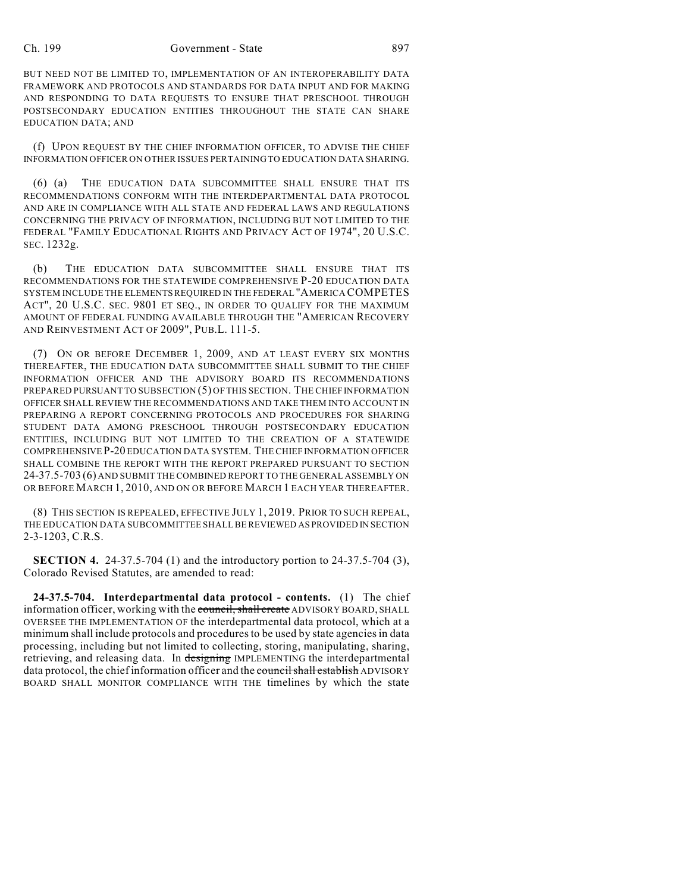BUT NEED NOT BE LIMITED TO, IMPLEMENTATION OF AN INTEROPERABILITY DATA FRAMEWORK AND PROTOCOLS AND STANDARDS FOR DATA INPUT AND FOR MAKING AND RESPONDING TO DATA REQUESTS TO ENSURE THAT PRESCHOOL THROUGH POSTSECONDARY EDUCATION ENTITIES THROUGHOUT THE STATE CAN SHARE EDUCATION DATA; AND

(f) UPON REQUEST BY THE CHIEF INFORMATION OFFICER, TO ADVISE THE CHIEF INFORMATION OFFICER ON OTHER ISSUES PERTAINING TO EDUCATION DATA SHARING.

(6) (a) THE EDUCATION DATA SUBCOMMITTEE SHALL ENSURE THAT ITS RECOMMENDATIONS CONFORM WITH THE INTERDEPARTMENTAL DATA PROTOCOL AND ARE IN COMPLIANCE WITH ALL STATE AND FEDERAL LAWS AND REGULATIONS CONCERNING THE PRIVACY OF INFORMATION, INCLUDING BUT NOT LIMITED TO THE FEDERAL "FAMILY EDUCATIONAL RIGHTS AND PRIVACY ACT OF 1974", 20 U.S.C. SEC. 1232g.

(b) THE EDUCATION DATA SUBCOMMITTEE SHALL ENSURE THAT ITS RECOMMENDATIONS FOR THE STATEWIDE COMPREHENSIVE P-20 EDUCATION DATA SYSTEM INCLUDE THE ELEMENTS REQUIRED IN THE FEDERAL "AMERICA COMPETES ACT", 20 U.S.C. SEC. 9801 ET SEQ., IN ORDER TO QUALIFY FOR THE MAXIMUM AMOUNT OF FEDERAL FUNDING AVAILABLE THROUGH THE "AMERICAN RECOVERY AND REINVESTMENT ACT OF 2009", PUB.L. 111-5.

(7) ON OR BEFORE DECEMBER 1, 2009, AND AT LEAST EVERY SIX MONTHS THEREAFTER, THE EDUCATION DATA SUBCOMMITTEE SHALL SUBMIT TO THE CHIEF INFORMATION OFFICER AND THE ADVISORY BOARD ITS RECOMMENDATIONS PREPARED PURSUANT TO SUBSECTION (5) OF THIS SECTION. THE CHIEF INFORMATION OFFICER SHALL REVIEW THE RECOMMENDATIONS AND TAKE THEM INTO ACCOUNT IN PREPARING A REPORT CONCERNING PROTOCOLS AND PROCEDURES FOR SHARING STUDENT DATA AMONG PRESCHOOL THROUGH POSTSECONDARY EDUCATION ENTITIES, INCLUDING BUT NOT LIMITED TO THE CREATION OF A STATEWIDE COMPREHENSIVE P-20 EDUCATION DATA SYSTEM. THE CHIEF INFORMATION OFFICER SHALL COMBINE THE REPORT WITH THE REPORT PREPARED PURSUANT TO SECTION 24-37.5-703 (6) AND SUBMIT THE COMBINED REPORT TO THE GENERAL ASSEMBLY ON OR BEFORE MARCH 1, 2010, AND ON OR BEFORE MARCH 1 EACH YEAR THEREAFTER.

(8) THIS SECTION IS REPEALED, EFFECTIVE JULY 1, 2019. PRIOR TO SUCH REPEAL, THE EDUCATION DATA SUBCOMMITTEE SHALL BE REVIEWED AS PROVIDED IN SECTION 2-3-1203, C.R.S.

**SECTION 4.** 24-37.5-704 (1) and the introductory portion to 24-37.5-704 (3), Colorado Revised Statutes, are amended to read:

**24-37.5-704. Interdepartmental data protocol - contents.** (1) The chief information officer, working with the ~~council, shall create~~ ADVISORY BOARD, SHALL OVERSEE THE IMPLEMENTATION OF the interdepartmental data protocol, which at a minimum shall include protocols and procedures to be used by state agencies in data processing, including but not limited to collecting, storing, manipulating, sharing, retrieving, and releasing data. In ~~designing~~ IMPLEMENTING the interdepartmental data protocol, the chief information officer and the ~~council shall establish~~ ADVISORY BOARD SHALL MONITOR COMPLIANCE WITH THE timelines by which the state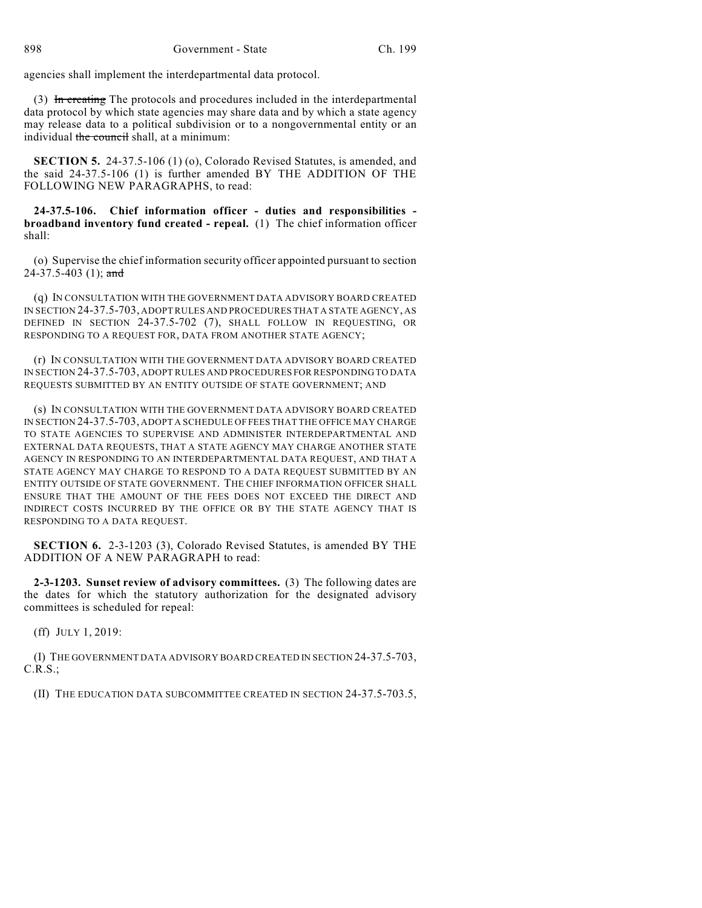agencies shall implement the interdepartmental data protocol.

(3) ~~In creating~~ The protocols and procedures included in the interdepartmental data protocol by which state agencies may share data and by which a state agency may release data to a political subdivision or to a nongovernmental entity or an individual ~~the council~~ shall, at a minimum:

**SECTION 5.** 24-37.5-106 (1) (o), Colorado Revised Statutes, is amended, and the said 24-37.5-106 (1) is further amended BY THE ADDITION OF THE FOLLOWING NEW PARAGRAPHS, to read:

**24-37.5-106. Chief information officer - duties and responsibilities - broadband inventory fund created - repeal.** (1) The chief information officer shall:

(o) Supervise the chief information security officer appointed pursuant to section 24-37.5-403 (1); ~~and~~

(q) IN CONSULTATION WITH THE GOVERNMENT DATA ADVISORY BOARD CREATED IN SECTION 24-37.5-703, ADOPT RULES AND PROCEDURES THAT A STATE AGENCY, AS DEFINED IN SECTION 24-37.5-702 (7), SHALL FOLLOW IN REQUESTING, OR RESPONDING TO A REQUEST FOR, DATA FROM ANOTHER STATE AGENCY;

(r) IN CONSULTATION WITH THE GOVERNMENT DATA ADVISORY BOARD CREATED IN SECTION 24-37.5-703, ADOPT RULES AND PROCEDURES FOR RESPONDING TO DATA REQUESTS SUBMITTED BY AN ENTITY OUTSIDE OF STATE GOVERNMENT; AND

(s) IN CONSULTATION WITH THE GOVERNMENT DATA ADVISORY BOARD CREATED IN SECTION 24-37.5-703, ADOPT A SCHEDULE OF FEES THAT THE OFFICE MAY CHARGE TO STATE AGENCIES TO SUPERVISE AND ADMINISTER INTERDEPARTMENTAL AND EXTERNAL DATA REQUESTS, THAT A STATE AGENCY MAY CHARGE ANOTHER STATE AGENCY IN RESPONDING TO AN INTERDEPARTMENTAL DATA REQUEST, AND THAT A STATE AGENCY MAY CHARGE TO RESPOND TO A DATA REQUEST SUBMITTED BY AN ENTITY OUTSIDE OF STATE GOVERNMENT. THE CHIEF INFORMATION OFFICER SHALL ENSURE THAT THE AMOUNT OF THE FEES DOES NOT EXCEED THE DIRECT AND INDIRECT COSTS INCURRED BY THE OFFICE OR BY THE STATE AGENCY THAT IS RESPONDING TO A DATA REQUEST.

**SECTION 6.** 2-3-1203 (3), Colorado Revised Statutes, is amended BY THE ADDITION OF A NEW PARAGRAPH to read:

**2-3-1203. Sunset review of advisory committees.** (3) The following dates are the dates for which the statutory authorization for the designated advisory committees is scheduled for repeal:

(ff) JULY 1, 2019:

(I) THE GOVERNMENT DATA ADVISORY BOARD CREATED IN SECTION 24-37.5-703, C.R.S.;

(II) THE EDUCATION DATA SUBCOMMITTEE CREATED IN SECTION 24-37.5-703.5,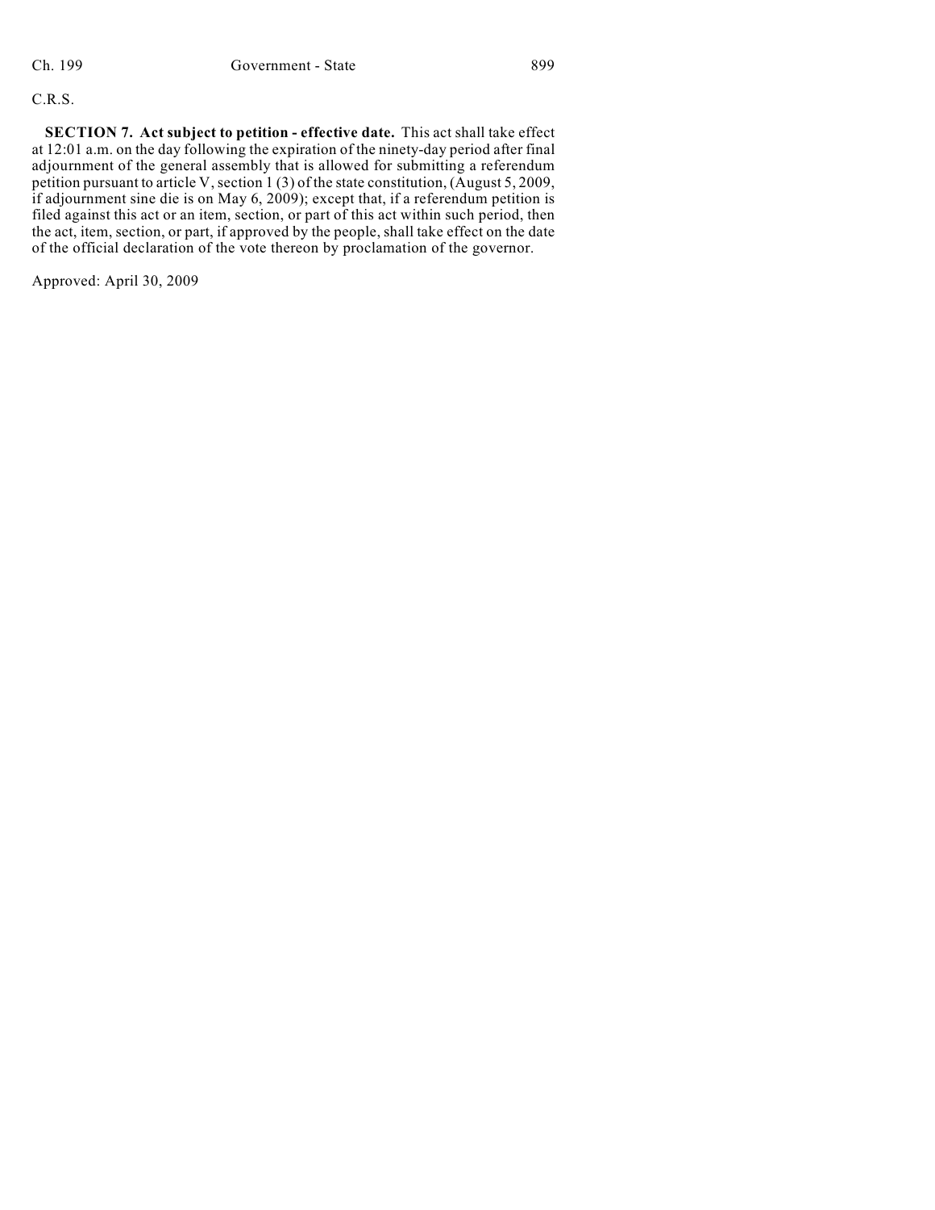C.R.S.

**SECTION 7. Act subject to petition - effective date.** This act shall take effect at 12:01 a.m. on the day following the expiration of the ninety-day period after final adjournment of the general assembly that is allowed for submitting a referendum petition pursuant to article V, section 1 (3) of the state constitution, (August 5, 2009, if adjournment sine die is on May 6, 2009); except that, if a referendum petition is filed against this act or an item, section, or part of this act within such period, then the act, item, section, or part, if approved by the people, shall take effect on the date of the official declaration of the vote thereon by proclamation of the governor.

Approved: April 30, 2009